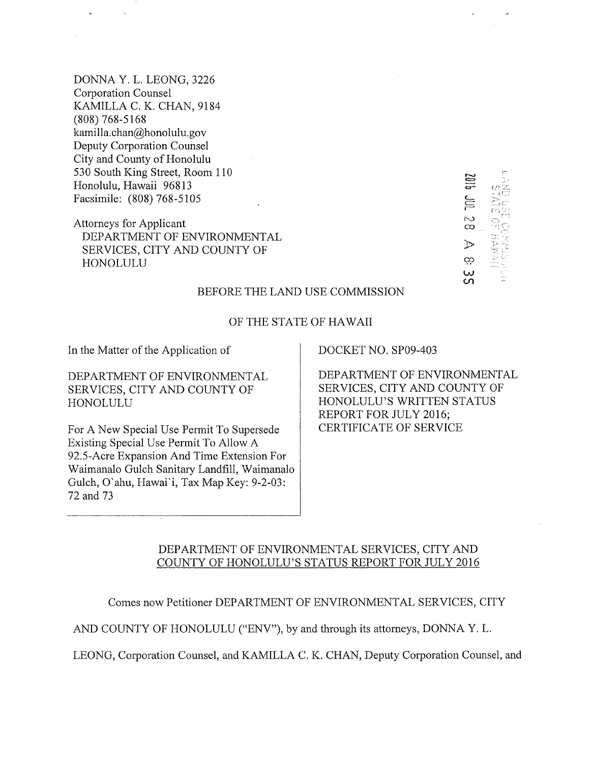DONNA Y. L. LEONG, 3226
Corporation Counsel
KAMILLA C. K. CHAN, 9184
(808) 768-5168
kamilla.chan@honolulu.gov
Deputy Corporation Counsel
City and County of Honolulu
530 South King Street, Room 110
Honolulu, Hawaii 96813
Facsimile: (808) 768-5105

Attorneys for Applicant
DEPARTMENT OF ENVIRONMENTAL SERVICES, CITY AND COUNTY OF HONOLULU

2016 JUL 28 A 8: 35

LAND USE COMMISSION STATE OF HAWAII

BEFORE THE LAND USE COMMISSION

OF THE STATE OF HAWAII

| In the Matter of the Application of<br><br>DEPARTMENT OF ENVIRONMENTAL SERVICES, CITY AND COUNTY OF HONOLULU<br><br>For A New Special Use Permit To Supersede Existing Special Use Permit To Allow A 92.5-Acre Expansion And Time Extension For Waimanalo Gulch Sanitary Landfill, Waimanalo Gulch, O`ahu, Hawai`i, Tax Map Key: 9-2-03: 72 and 73 | DOCKET NO. SP09-403<br><br>DEPARTMENT OF ENVIRONMENTAL SERVICES, CITY AND COUNTY OF HONOLULU'S WRITTEN STATUS REPORT FOR JULY 2016; CERTIFICATE OF SERVICE |
|---|---|

## DEPARTMENT OF ENVIRONMENTAL SERVICES, CITY AND COUNTY OF HONOLULU'S STATUS REPORT FOR JULY 2016

Comes now Petitioner DEPARTMENT OF ENVIRONMENTAL SERVICES, CITY AND COUNTY OF HONOLULU ("ENV"), by and through its attorneys, DONNA Y. L. LEONG, Corporation Counsel, and KAMILLA C. K. CHAN, Deputy Corporation Counsel, and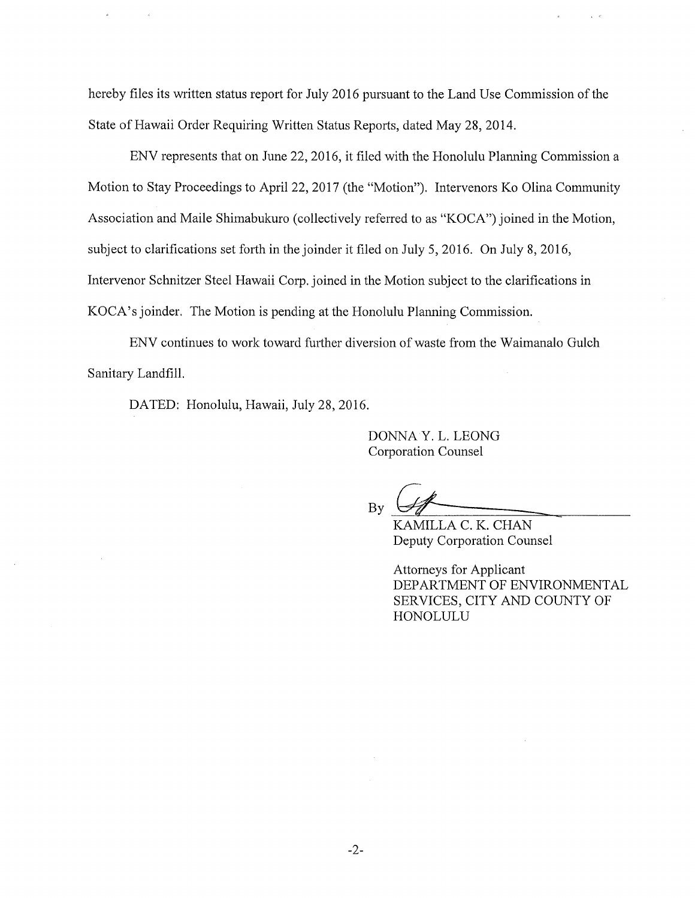hereby files its written status report for July 2016 pursuant to the Land Use Commission of the State of Hawaii Order Requiring Written Status Reports, dated May 28, 2014.

ENV represents that on June 22, 2016, it filed with the Honolulu Planning Commission a Motion to Stay Proceedings to April 22, 2017 (the "Motion"). Intervenors Ko Olina Community Association and Maile Shimabukuro (collectively referred to as "KOCA") joined in the Motion, subject to clarifications set forth in the joinder it filed on July 5, 2016. On July 8, 2016, Intervenor Schnitzer Steel Hawaii Corp. joined in the Motion subject to the clarifications in KOCA's joinder. The Motion is pending at the Honolulu Planning Commission.

ENV continues to work toward further diversion of waste from the Waimanalo Gulch Sanitary Landfill.

DATED: Honolulu, Hawaii, July 28, 2016.

DONNA Y. L. LEONG
Corporation Counsel

By ____________________
KAMILLA C. K. CHAN
Deputy Corporation Counsel

Attorneys for Applicant
DEPARTMENT OF ENVIRONMENTAL SERVICES, CITY AND COUNTY OF HONOLULU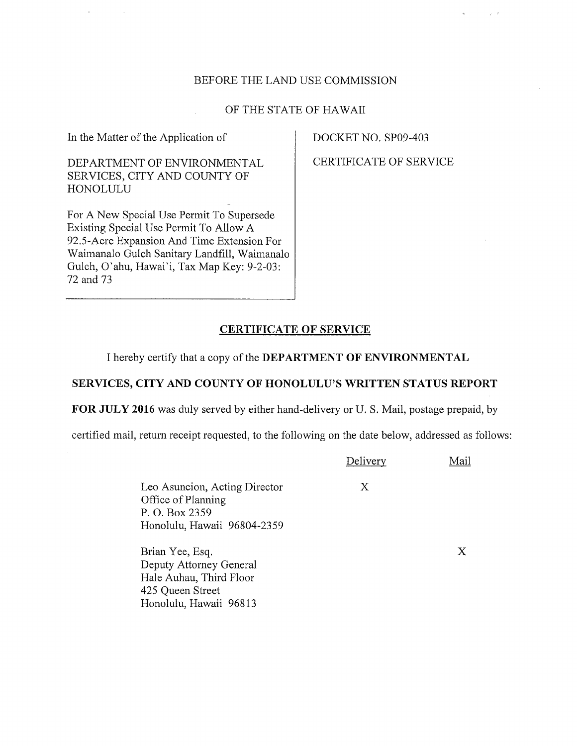BEFORE THE LAND USE COMMISSION

OF THE STATE OF HAWAII

| In the Matter of the Application of<br><br>DEPARTMENT OF ENVIRONMENTAL SERVICES, CITY AND COUNTY OF HONOLULU<br><br>For A New Special Use Permit To Supersede Existing Special Use Permit To Allow A 92.5-Acre Expansion And Time Extension For Waimanalo Gulch Sanitary Landfill, Waimanalo Gulch, O`ahu, Hawai`i, Tax Map Key: 9-2-03: 72 and 73 | DOCKET NO. SP09-403<br><br>CERTIFICATE OF SERVICE |
| --- | --- |

**CERTIFICATE OF SERVICE**

I hereby certify that a copy of the **DEPARTMENT OF ENVIRONMENTAL SERVICES, CITY AND COUNTY OF HONOLULU'S WRITTEN STATUS REPORT FOR JULY 2016** was duly served by either hand-delivery or U. S. Mail, postage prepaid, by certified mail, return receipt requested, to the following on the date below, addressed as follows:

| | Delivery | Mail |
| --- | --- | --- |
| Leo Asuncion, Acting Director<br>Office of Planning<br>P. O. Box 2359<br>Honolulu, Hawaii 96804-2359 | X | |
| Brian Yee, Esq.<br>Deputy Attorney General<br>Hale Auhau, Third Floor<br>425 Queen Street<br>Honolulu, Hawaii 96813 | | X |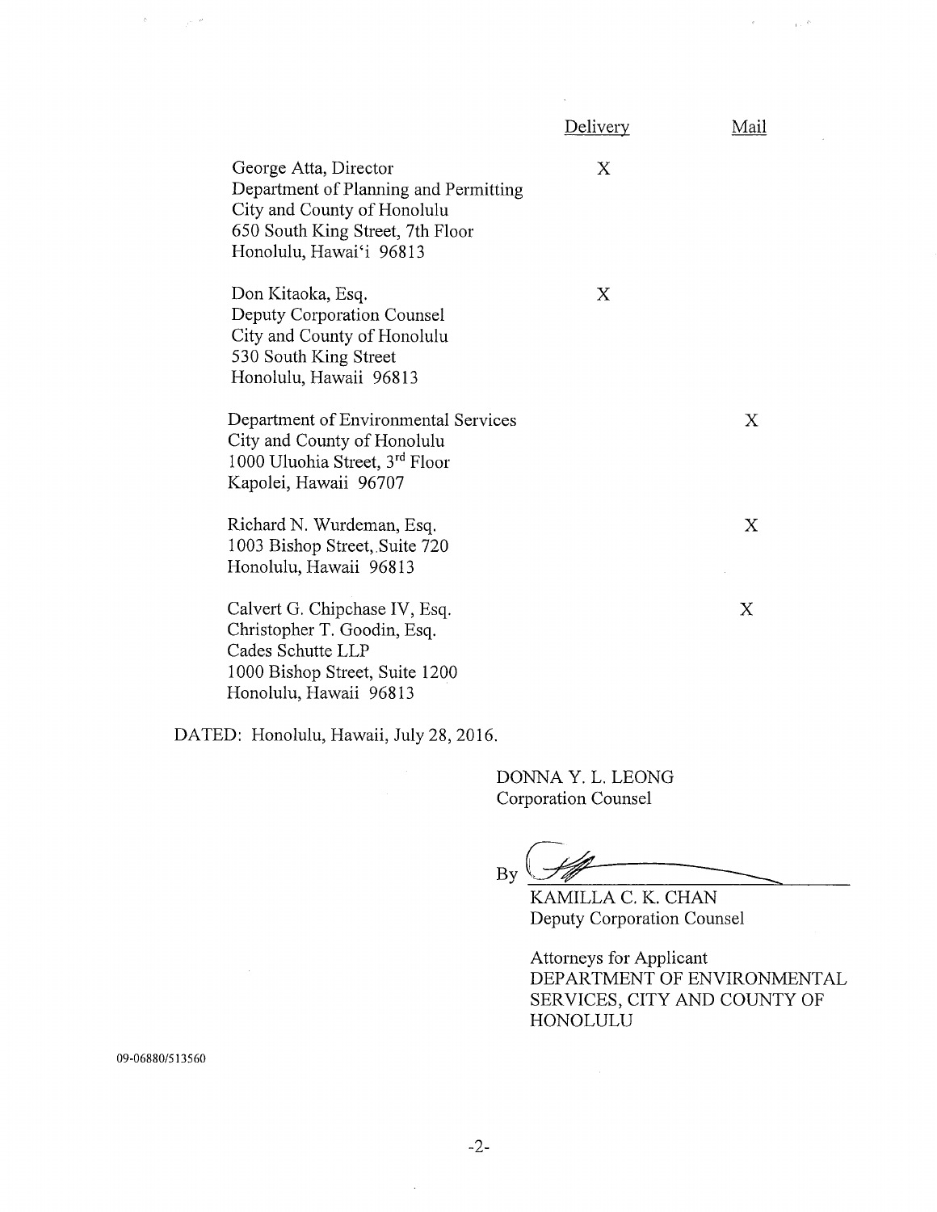| | Delivery | Mail |
|---|---|---|
| George Atta, Director<br>Department of Planning and Permitting<br>City and County of Honolulu<br>650 South King Street, 7th Floor<br>Honolulu, Hawai'i 96813 | X | |
| Don Kitaoka, Esq.<br>Deputy Corporation Counsel<br>City and County of Honolulu<br>530 South King Street<br>Honolulu, Hawaii 96813 | X | |
| Department of Environmental Services<br>City and County of Honolulu<br>1000 Uluohia Street, 3rd Floor<br>Kapolei, Hawaii 96707 | | X |
| Richard N. Wurdeman, Esq.<br>1003 Bishop Street, Suite 720<br>Honolulu, Hawaii 96813 | | X |
| Calvert G. Chipchase IV, Esq.<br>Christopher T. Goodin, Esq.<br>Cades Schutte LLP<br>1000 Bishop Street, Suite 1200<br>Honolulu, Hawaii 96813 | | X |

DATED: Honolulu, Hawaii, July 28, 2016.

DONNA Y. L. LEONG
Corporation Counsel

By ___________________________

KAMILLA C. K. CHAN
Deputy Corporation Counsel

Attorneys for Applicant
DEPARTMENT OF ENVIRONMENTAL SERVICES, CITY AND COUNTY OF HONOLULU

09-06880/513560